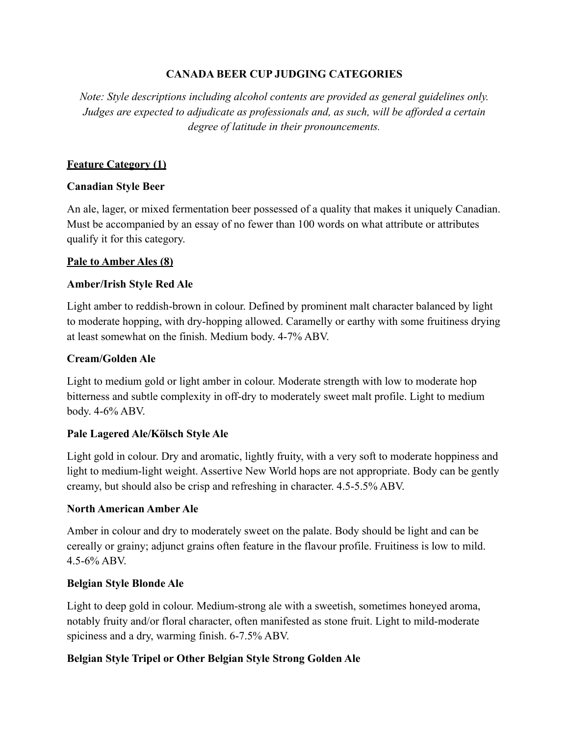# CANADA BEER CUP JUDGING CATEGORIES

*Note: Style descriptions including alcohol contents are provided as general guidelines only. Judges are expected to adjudicate as professionals and, as such, will be afforded a certain degree of latitude in their pronouncements.*

## Feature Category (1)

### Canadian Style Beer

An ale, lager, or mixed fermentation beer possessed of a quality that makes it uniquely Canadian. Must be accompanied by an essay of no fewer than 100 words on what attribute or attributes qualify it for this category.

## Pale to Amber Ales (8)

### Amber/Irish Style Red Ale

Light amber to reddish-brown in colour. Defined by prominent malt character balanced by light to moderate hopping, with dry-hopping allowed. Caramelly or earthy with some fruitiness drying at least somewhat on the finish. Medium body. 4-7% ABV.

### Cream/Golden Ale

Light to medium gold or light amber in colour. Moderate strength with low to moderate hop bitterness and subtle complexity in off-dry to moderately sweet malt profile. Light to medium body. 4-6% ABV.

### Pale Lagered Ale/Kölsch Style Ale

Light gold in colour. Dry and aromatic, lightly fruity, with a very soft to moderate hoppiness and light to medium-light weight. Assertive New World hops are not appropriate. Body can be gently creamy, but should also be crisp and refreshing in character. 4.5-5.5% ABV.

### North American Amber Ale

Amber in colour and dry to moderately sweet on the palate. Body should be light and can be cereally or grainy; adjunct grains often feature in the flavour profile. Fruitiness is low to mild. 4.5-6% ABV.

### Belgian Style Blonde Ale

Light to deep gold in colour. Medium-strong ale with a sweetish, sometimes honeyed aroma, notably fruity and/or floral character, often manifested as stone fruit. Light to mild-moderate spiciness and a dry, warming finish. 6-7.5% ABV.

### Belgian Style Tripel or Other Belgian Style Strong Golden Ale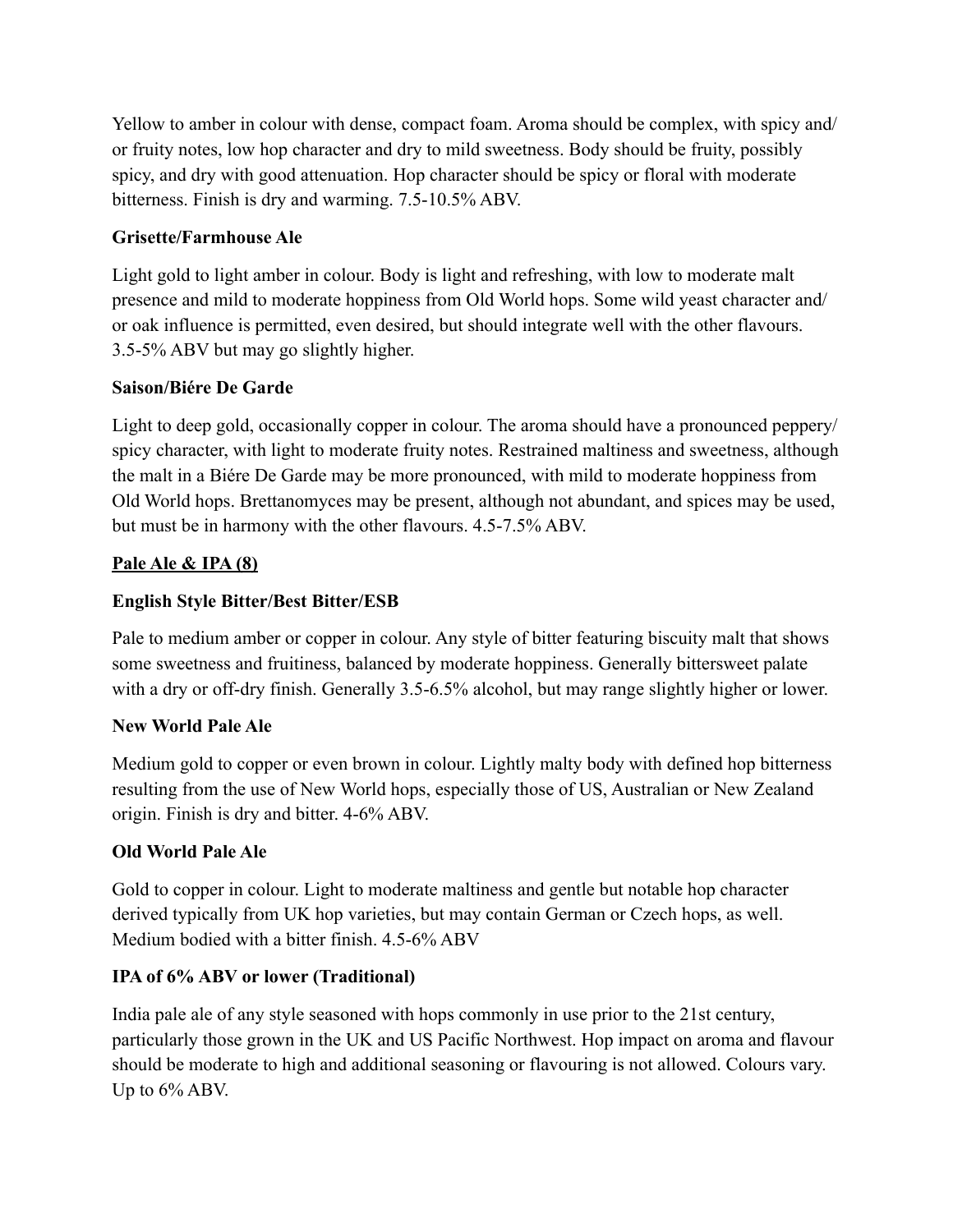Yellow to amber in colour with dense, compact foam. Aroma should be complex, with spicy and/or fruity notes, low hop character and dry to mild sweetness. Body should be fruity, possibly spicy, and dry with good attenuation. Hop character should be spicy or floral with moderate bitterness. Finish is dry and warming. 7.5-10.5% ABV.

**Grisette/Farmhouse Ale**

Light gold to light amber in colour. Body is light and refreshing, with low to moderate malt presence and mild to moderate hoppiness from Old World hops. Some wild yeast character and/or oak influence is permitted, even desired, but should integrate well with the other flavours. 3.5-5% ABV but may go slightly higher.

**Saison/Biére De Garde**

Light to deep gold, occasionally copper in colour. The aroma should have a pronounced peppery/spicy character, with light to moderate fruity notes. Restrained maltiness and sweetness, although the malt in a Biére De Garde may be more pronounced, with mild to moderate hoppiness from Old World hops. Brettanomyces may be present, although not abundant, and spices may be used, but must be in harmony with the other flavours. 4.5-7.5% ABV.

**Pale Ale & IPA (8)**

**English Style Bitter/Best Bitter/ESB**

Pale to medium amber or copper in colour. Any style of bitter featuring biscuity malt that shows some sweetness and fruitiness, balanced by moderate hoppiness. Generally bittersweet palate with a dry or off-dry finish. Generally 3.5-6.5% alcohol, but may range slightly higher or lower.

**New World Pale Ale**

Medium gold to copper or even brown in colour. Lightly malty body with defined hop bitterness resulting from the use of New World hops, especially those of US, Australian or New Zealand origin. Finish is dry and bitter. 4-6% ABV.

**Old World Pale Ale**

Gold to copper in colour. Light to moderate maltiness and gentle but notable hop character derived typically from UK hop varieties, but may contain German or Czech hops, as well. Medium bodied with a bitter finish. 4.5-6% ABV

**IPA of 6% ABV or lower (Traditional)**

India pale ale of any style seasoned with hops commonly in use prior to the 21st century, particularly those grown in the UK and US Pacific Northwest. Hop impact on aroma and flavour should be moderate to high and additional seasoning or flavouring is not allowed. Colours vary. Up to 6% ABV.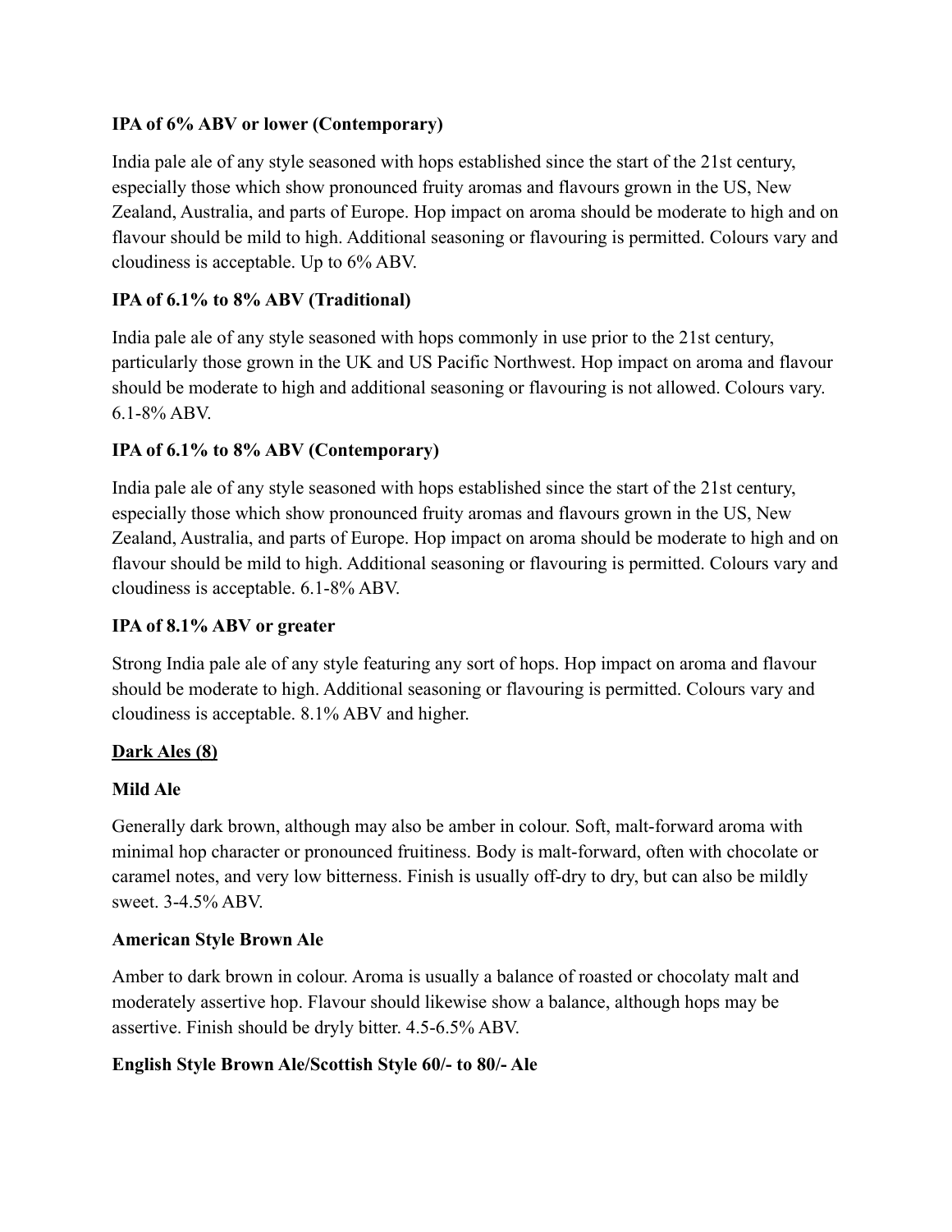**IPA of 6% ABV or lower (Contemporary)**

India pale ale of any style seasoned with hops established since the start of the 21st century, especially those which show pronounced fruity aromas and flavours grown in the US, New Zealand, Australia, and parts of Europe. Hop impact on aroma should be moderate to high and on flavour should be mild to high. Additional seasoning or flavouring is permitted. Colours vary and cloudiness is acceptable. Up to 6% ABV.

**IPA of 6.1% to 8% ABV (Traditional)**

India pale ale of any style seasoned with hops commonly in use prior to the 21st century, particularly those grown in the UK and US Pacific Northwest. Hop impact on aroma and flavour should be moderate to high and additional seasoning or flavouring is not allowed. Colours vary. 6.1-8% ABV.

**IPA of 6.1% to 8% ABV (Contemporary)**

India pale ale of any style seasoned with hops established since the start of the 21st century, especially those which show pronounced fruity aromas and flavours grown in the US, New Zealand, Australia, and parts of Europe. Hop impact on aroma should be moderate to high and on flavour should be mild to high. Additional seasoning or flavouring is permitted. Colours vary and cloudiness is acceptable. 6.1-8% ABV.

**IPA of 8.1% ABV or greater**

Strong India pale ale of any style featuring any sort of hops. Hop impact on aroma and flavour should be moderate to high. Additional seasoning or flavouring is permitted. Colours vary and cloudiness is acceptable. 8.1% ABV and higher.

## Dark Ales (8)

**Mild Ale**

Generally dark brown, although may also be amber in colour. Soft, malt-forward aroma with minimal hop character or pronounced fruitiness. Body is malt-forward, often with chocolate or caramel notes, and very low bitterness. Finish is usually off-dry to dry, but can also be mildly sweet. 3-4.5% ABV.

**American Style Brown Ale**

Amber to dark brown in colour. Aroma is usually a balance of roasted or chocolaty malt and moderately assertive hop. Flavour should likewise show a balance, although hops may be assertive. Finish should be dryly bitter. 4.5-6.5% ABV.

**English Style Brown Ale/Scottish Style 60/- to 80/- Ale**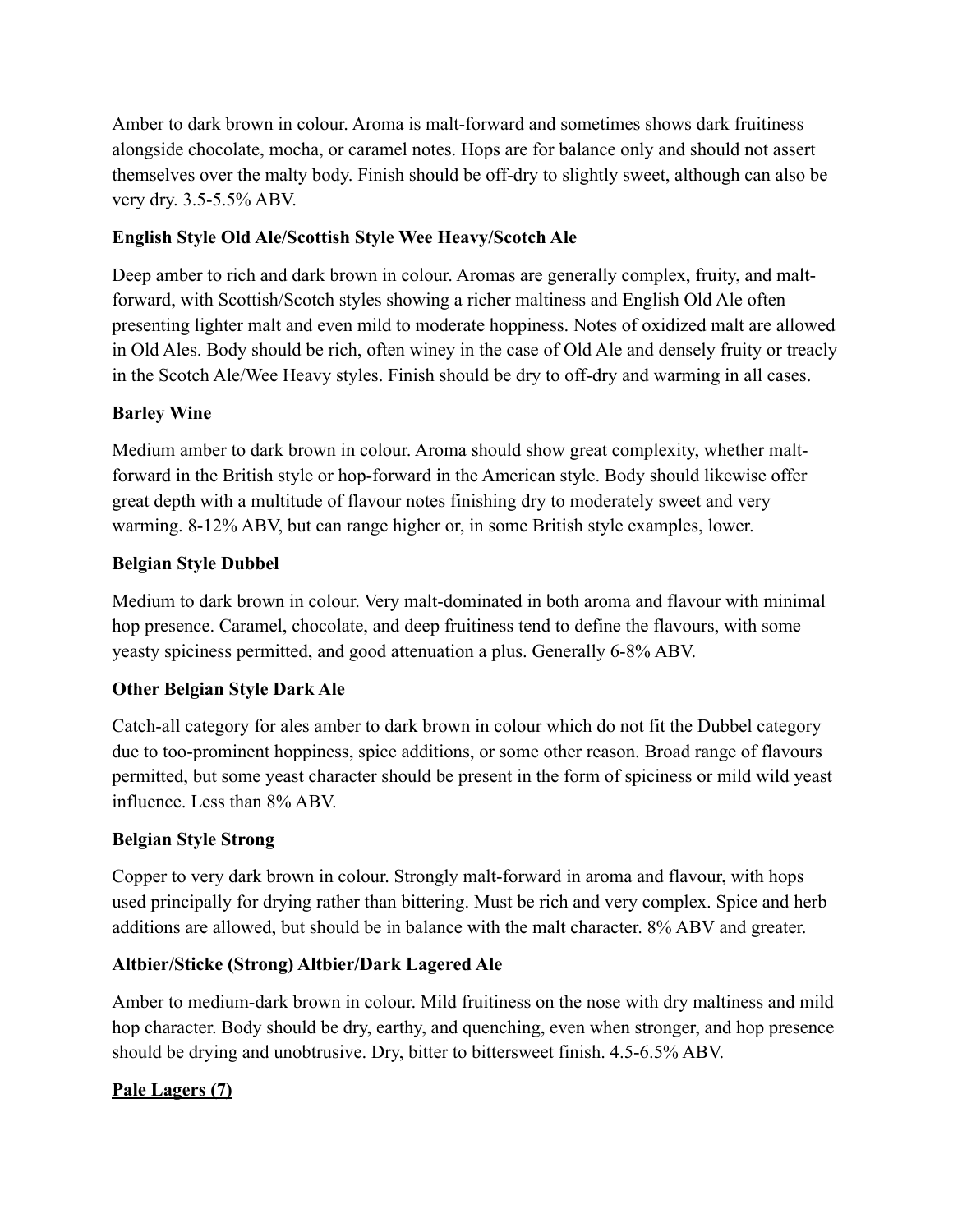Amber to dark brown in colour. Aroma is malt-forward and sometimes shows dark fruitiness alongside chocolate, mocha, or caramel notes. Hops are for balance only and should not assert themselves over the malty body. Finish should be off-dry to slightly sweet, although can also be very dry. 3.5-5.5% ABV.

**English Style Old Ale/Scottish Style Wee Heavy/Scotch Ale**

Deep amber to rich and dark brown in colour. Aromas are generally complex, fruity, and malt-forward, with Scottish/Scotch styles showing a richer maltiness and English Old Ale often presenting lighter malt and even mild to moderate hoppiness. Notes of oxidized malt are allowed in Old Ales. Body should be rich, often winey in the case of Old Ale and densely fruity or treacly in the Scotch Ale/Wee Heavy styles. Finish should be dry to off-dry and warming in all cases.

**Barley Wine**

Medium amber to dark brown in colour. Aroma should show great complexity, whether malt-forward in the British style or hop-forward in the American style. Body should likewise offer great depth with a multitude of flavour notes finishing dry to moderately sweet and very warming. 8-12% ABV, but can range higher or, in some British style examples, lower.

**Belgian Style Dubbel**

Medium to dark brown in colour. Very malt-dominated in both aroma and flavour with minimal hop presence. Caramel, chocolate, and deep fruitiness tend to define the flavours, with some yeasty spiciness permitted, and good attenuation a plus. Generally 6-8% ABV.

**Other Belgian Style Dark Ale**

Catch-all category for ales amber to dark brown in colour which do not fit the Dubbel category due to too-prominent hoppiness, spice additions, or some other reason. Broad range of flavours permitted, but some yeast character should be present in the form of spiciness or mild wild yeast influence. Less than 8% ABV.

**Belgian Style Strong**

Copper to very dark brown in colour. Strongly malt-forward in aroma and flavour, with hops used principally for drying rather than bittering. Must be rich and very complex. Spice and herb additions are allowed, but should be in balance with the malt character. 8% ABV and greater.

**Altbier/Sticke (Strong) Altbier/Dark Lagered Ale**

Amber to medium-dark brown in colour. Mild fruitiness on the nose with dry maltiness and mild hop character. Body should be dry, earthy, and quenching, even when stronger, and hop presence should be drying and unobtrusive. Dry, bitter to bittersweet finish. 4.5-6.5% ABV.

**Pale Lagers (7)**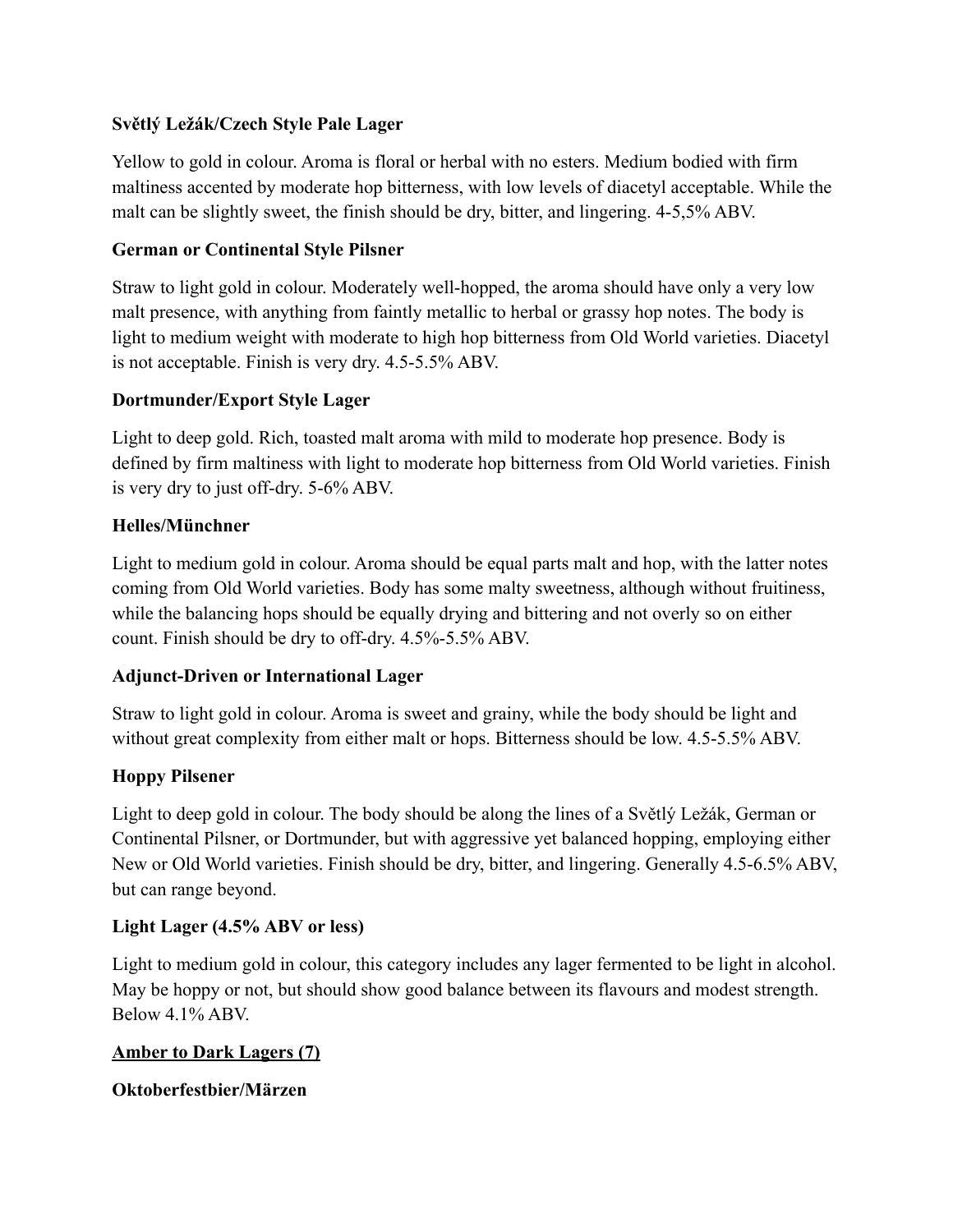**Světlý Ležák/Czech Style Pale Lager**

Yellow to gold in colour. Aroma is floral or herbal with no esters. Medium bodied with firm maltiness accented by moderate hop bitterness, with low levels of diacetyl acceptable. While the malt can be slightly sweet, the finish should be dry, bitter, and lingering. 4-5,5% ABV.

**German or Continental Style Pilsner**

Straw to light gold in colour. Moderately well-hopped, the aroma should have only a very low malt presence, with anything from faintly metallic to herbal or grassy hop notes. The body is light to medium weight with moderate to high hop bitterness from Old World varieties. Diacetyl is not acceptable. Finish is very dry. 4.5-5.5% ABV.

**Dortmunder/Export Style Lager**

Light to deep gold. Rich, toasted malt aroma with mild to moderate hop presence. Body is defined by firm maltiness with light to moderate hop bitterness from Old World varieties. Finish is very dry to just off-dry. 5-6% ABV.

**Helles/Münchner**

Light to medium gold in colour. Aroma should be equal parts malt and hop, with the latter notes coming from Old World varieties. Body has some malty sweetness, although without fruitiness, while the balancing hops should be equally drying and bittering and not overly so on either count. Finish should be dry to off-dry. 4.5%-5.5% ABV.

**Adjunct-Driven or International Lager**

Straw to light gold in colour. Aroma is sweet and grainy, while the body should be light and without great complexity from either malt or hops. Bitterness should be low. 4.5-5.5% ABV.

**Hoppy Pilsener**

Light to deep gold in colour. The body should be along the lines of a Světlý Ležák, German or Continental Pilsner, or Dortmunder, but with aggressive yet balanced hopping, employing either New or Old World varieties. Finish should be dry, bitter, and lingering. Generally 4.5-6.5% ABV, but can range beyond.

**Light Lager (4.5% ABV or less)**

Light to medium gold in colour, this category includes any lager fermented to be light in alcohol. May be hoppy or not, but should show good balance between its flavours and modest strength. Below 4.1% ABV.

**<u>Amber to Dark Lagers (7)</u>**

**Oktoberfestbier/Märzen**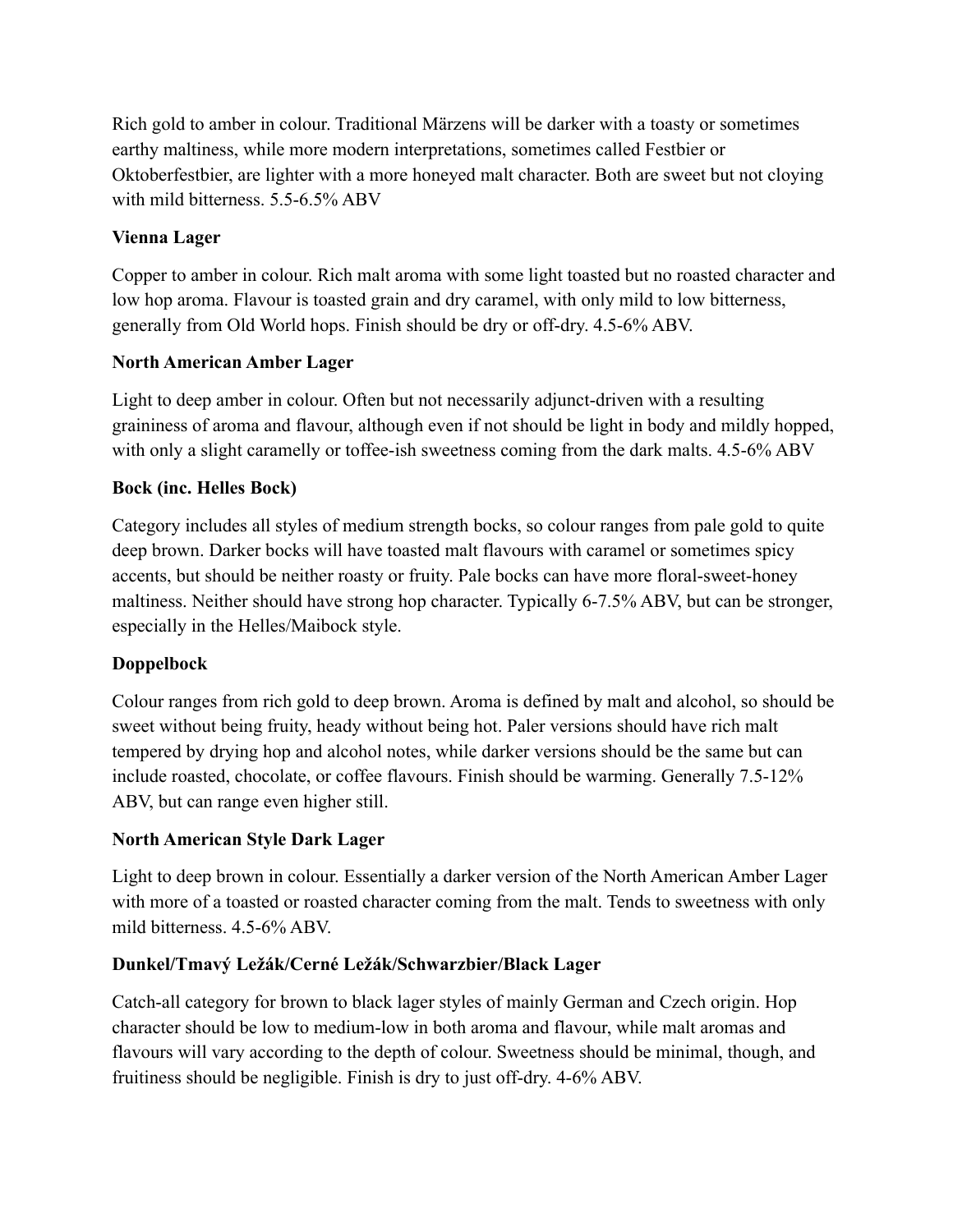Rich gold to amber in colour. Traditional Märzens will be darker with a toasty or sometimes earthy maltiness, while more modern interpretations, sometimes called Festbier or Oktoberfestbier, are lighter with a more honeyed malt character. Both are sweet but not cloying with mild bitterness. 5.5-6.5% ABV

**Vienna Lager**

Copper to amber in colour. Rich malt aroma with some light toasted but no roasted character and low hop aroma. Flavour is toasted grain and dry caramel, with only mild to low bitterness, generally from Old World hops. Finish should be dry or off-dry. 4.5-6% ABV.

**North American Amber Lager**

Light to deep amber in colour. Often but not necessarily adjunct-driven with a resulting graininess of aroma and flavour, although even if not should be light in body and mildly hopped, with only a slight caramelly or toffee-ish sweetness coming from the dark malts. 4.5-6% ABV

**Bock (inc. Helles Bock)**

Category includes all styles of medium strength bocks, so colour ranges from pale gold to quite deep brown. Darker bocks will have toasted malt flavours with caramel or sometimes spicy accents, but should be neither roasty or fruity. Pale bocks can have more floral-sweet-honey maltiness. Neither should have strong hop character. Typically 6-7.5% ABV, but can be stronger, especially in the Helles/Maibock style.

**Doppelbock**

Colour ranges from rich gold to deep brown. Aroma is defined by malt and alcohol, so should be sweet without being fruity, heady without being hot. Paler versions should have rich malt tempered by drying hop and alcohol notes, while darker versions should be the same but can include roasted, chocolate, or coffee flavours. Finish should be warming. Generally 7.5-12% ABV, but can range even higher still.

**North American Style Dark Lager**

Light to deep brown in colour. Essentially a darker version of the North American Amber Lager with more of a toasted or roasted character coming from the malt. Tends to sweetness with only mild bitterness. 4.5-6% ABV.

**Dunkel/Tmavý Ležák/Cerné Ležák/Schwarzbier/Black Lager**

Catch-all category for brown to black lager styles of mainly German and Czech origin. Hop character should be low to medium-low in both aroma and flavour, while malt aromas and flavours will vary according to the depth of colour. Sweetness should be minimal, though, and fruitiness should be negligible. Finish is dry to just off-dry. 4-6% ABV.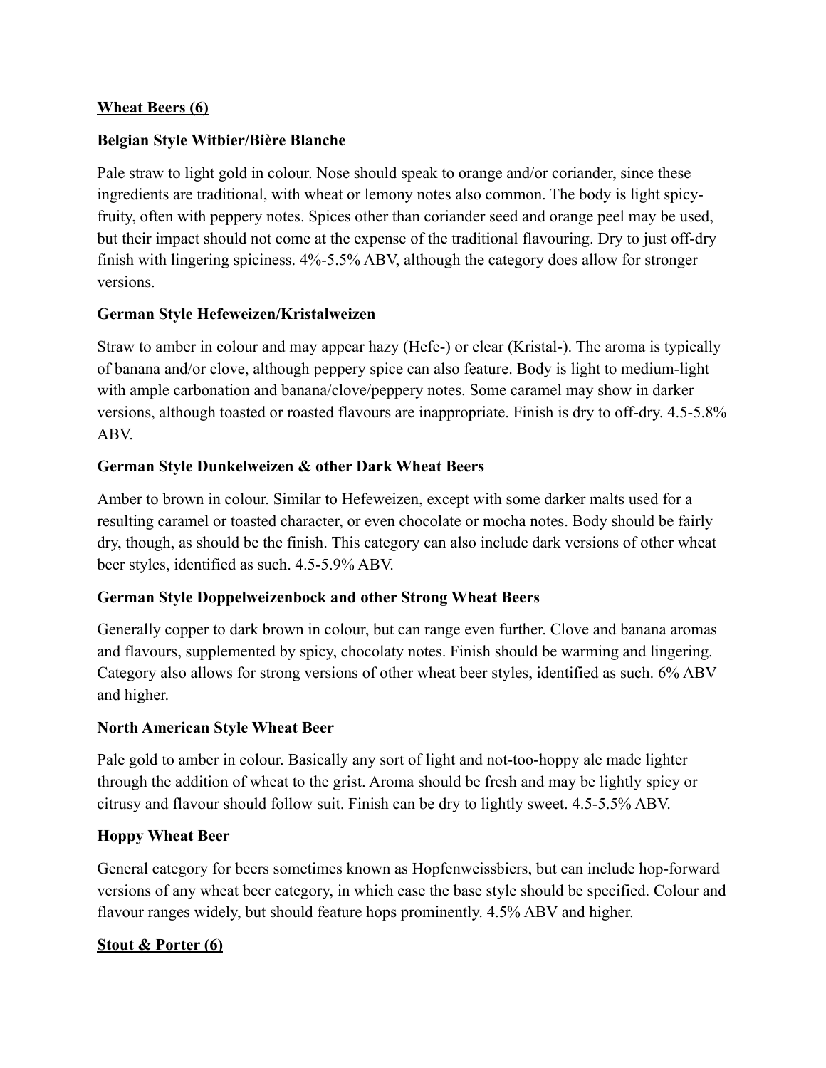**Wheat Beers (6)**

**Belgian Style Witbier/Bière Blanche**

Pale straw to light gold in colour. Nose should speak to orange and/or coriander, since these ingredients are traditional, with wheat or lemony notes also common. The body is light spicy-fruity, often with peppery notes. Spices other than coriander seed and orange peel may be used, but their impact should not come at the expense of the traditional flavouring. Dry to just off-dry finish with lingering spiciness. 4%-5.5% ABV, although the category does allow for stronger versions.

**German Style Hefeweizen/Kristalweizen**

Straw to amber in colour and may appear hazy (Hefe-) or clear (Kristal-). The aroma is typically of banana and/or clove, although peppery spice can also feature. Body is light to medium-light with ample carbonation and banana/clove/peppery notes. Some caramel may show in darker versions, although toasted or roasted flavours are inappropriate. Finish is dry to off-dry. 4.5-5.8% ABV.

**German Style Dunkelweizen & other Dark Wheat Beers**

Amber to brown in colour. Similar to Hefeweizen, except with some darker malts used for a resulting caramel or toasted character, or even chocolate or mocha notes. Body should be fairly dry, though, as should be the finish. This category can also include dark versions of other wheat beer styles, identified as such. 4.5-5.9% ABV.

**German Style Doppelweizenbock and other Strong Wheat Beers**

Generally copper to dark brown in colour, but can range even further. Clove and banana aromas and flavours, supplemented by spicy, chocolaty notes. Finish should be warming and lingering. Category also allows for strong versions of other wheat beer styles, identified as such. 6% ABV and higher.

**North American Style Wheat Beer**

Pale gold to amber in colour. Basically any sort of light and not-too-hoppy ale made lighter through the addition of wheat to the grist. Aroma should be fresh and may be lightly spicy or citrusy and flavour should follow suit. Finish can be dry to lightly sweet. 4.5-5.5% ABV.

**Hoppy Wheat Beer**

General category for beers sometimes known as Hopfenweissbiers, but can include hop-forward versions of any wheat beer category, in which case the base style should be specified. Colour and flavour ranges widely, but should feature hops prominently. 4.5% ABV and higher.

**Stout & Porter (6)**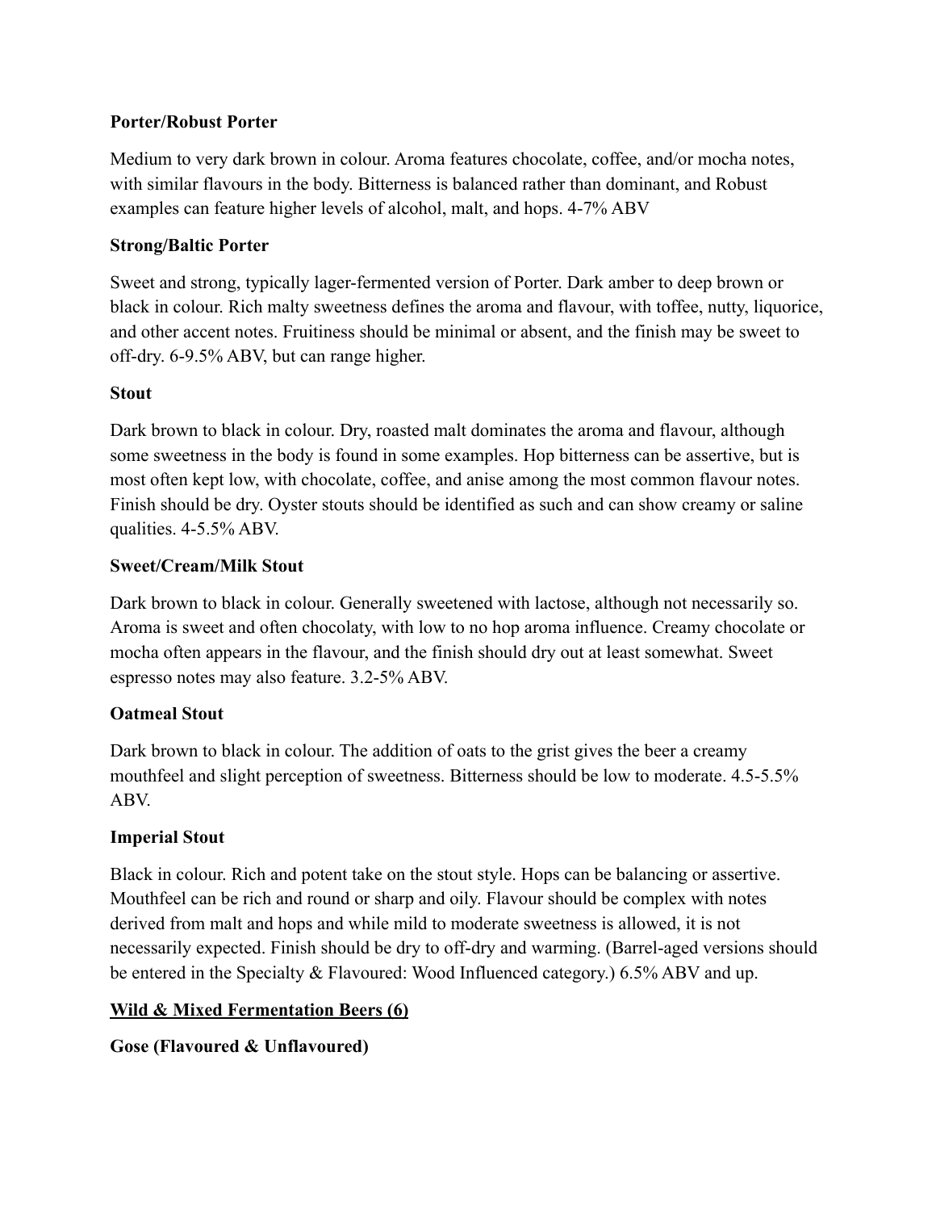**Porter/Robust Porter**

Medium to very dark brown in colour. Aroma features chocolate, coffee, and/or mocha notes, with similar flavours in the body. Bitterness is balanced rather than dominant, and Robust examples can feature higher levels of alcohol, malt, and hops. 4-7% ABV

**Strong/Baltic Porter**

Sweet and strong, typically lager-fermented version of Porter. Dark amber to deep brown or black in colour. Rich malty sweetness defines the aroma and flavour, with toffee, nutty, liquorice, and other accent notes. Fruitiness should be minimal or absent, and the finish may be sweet to off-dry. 6-9.5% ABV, but can range higher.

**Stout**

Dark brown to black in colour. Dry, roasted malt dominates the aroma and flavour, although some sweetness in the body is found in some examples. Hop bitterness can be assertive, but is most often kept low, with chocolate, coffee, and anise among the most common flavour notes. Finish should be dry. Oyster stouts should be identified as such and can show creamy or saline qualities. 4-5.5% ABV.

**Sweet/Cream/Milk Stout**

Dark brown to black in colour. Generally sweetened with lactose, although not necessarily so. Aroma is sweet and often chocolaty, with low to no hop aroma influence. Creamy chocolate or mocha often appears in the flavour, and the finish should dry out at least somewhat. Sweet espresso notes may also feature. 3.2-5% ABV.

**Oatmeal Stout**

Dark brown to black in colour. The addition of oats to the grist gives the beer a creamy mouthfeel and slight perception of sweetness. Bitterness should be low to moderate. 4.5-5.5% ABV.

**Imperial Stout**

Black in colour. Rich and potent take on the stout style. Hops can be balancing or assertive. Mouthfeel can be rich and round or sharp and oily. Flavour should be complex with notes derived from malt and hops and while mild to moderate sweetness is allowed, it is not necessarily expected. Finish should be dry to off-dry and warming. (Barrel-aged versions should be entered in the Specialty & Flavoured: Wood Influenced category.) 6.5% ABV and up.

## **Wild & Mixed Fermentation Beers (6)**

**Gose (Flavoured & Unflavoured)**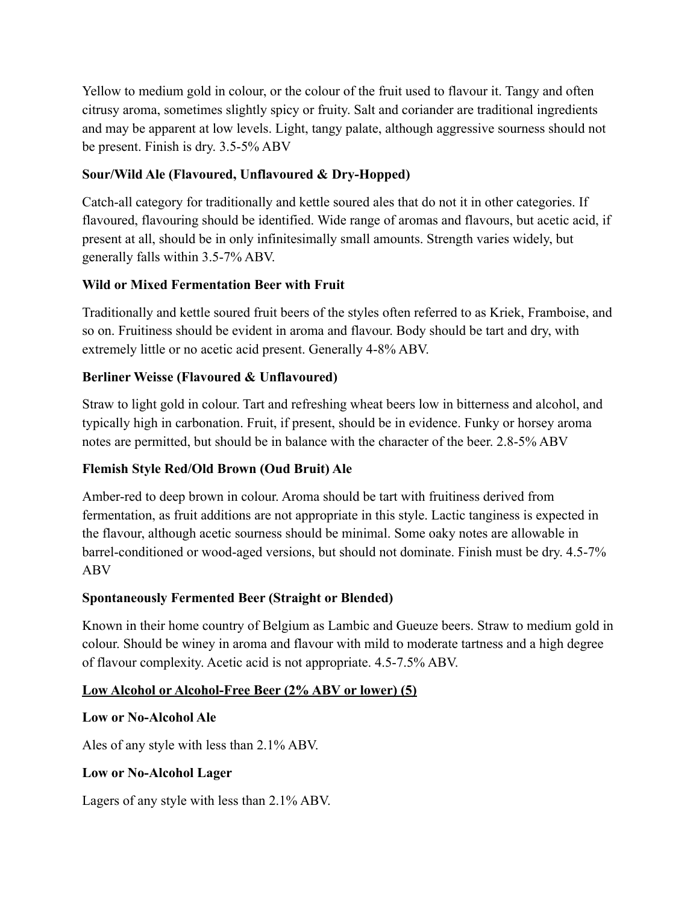Yellow to medium gold in colour, or the colour of the fruit used to flavour it. Tangy and often citrusy aroma, sometimes slightly spicy or fruity. Salt and coriander are traditional ingredients and may be apparent at low levels. Light, tangy palate, although aggressive sourness should not be present. Finish is dry. 3.5-5% ABV

**Sour/Wild Ale (Flavoured, Unflavoured & Dry-Hopped)**

Catch-all category for traditionally and kettle soured ales that do not it in other categories. If flavoured, flavouring should be identified. Wide range of aromas and flavours, but acetic acid, if present at all, should be in only infinitesimally small amounts. Strength varies widely, but generally falls within 3.5-7% ABV.

**Wild or Mixed Fermentation Beer with Fruit**

Traditionally and kettle soured fruit beers of the styles often referred to as Kriek, Framboise, and so on. Fruitiness should be evident in aroma and flavour. Body should be tart and dry, with extremely little or no acetic acid present. Generally 4-8% ABV.

**Berliner Weisse (Flavoured & Unflavoured)**

Straw to light gold in colour. Tart and refreshing wheat beers low in bitterness and alcohol, and typically high in carbonation. Fruit, if present, should be in evidence. Funky or horsey aroma notes are permitted, but should be in balance with the character of the beer. 2.8-5% ABV

**Flemish Style Red/Old Brown (Oud Bruit) Ale**

Amber-red to deep brown in colour. Aroma should be tart with fruitiness derived from fermentation, as fruit additions are not appropriate in this style. Lactic tanginess is expected in the flavour, although acetic sourness should be minimal. Some oaky notes are allowable in barrel-conditioned or wood-aged versions, but should not dominate. Finish must be dry. 4.5-7% ABV

**Spontaneously Fermented Beer (Straight or Blended)**

Known in their home country of Belgium as Lambic and Gueuze beers. Straw to medium gold in colour. Should be winey in aroma and flavour with mild to moderate tartness and a high degree of flavour complexity. Acetic acid is not appropriate. 4.5-7.5% ABV.

**<u>Low Alcohol or Alcohol-Free Beer (2% ABV or lower) (5)</u>**

**Low or No-Alcohol Ale**

Ales of any style with less than 2.1% ABV.

**Low or No-Alcohol Lager**

Lagers of any style with less than 2.1% ABV.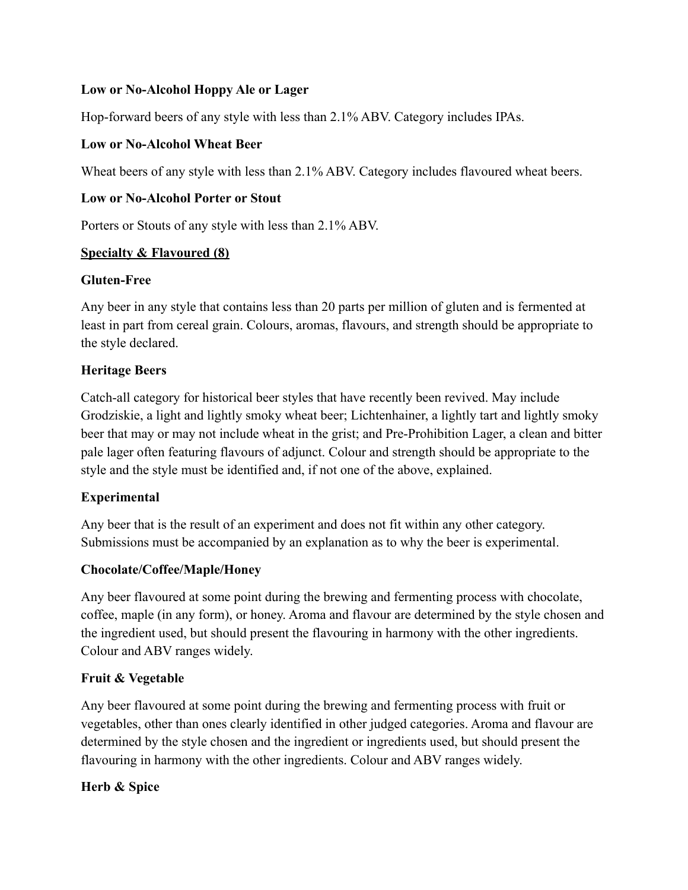**Low or No-Alcohol Hoppy Ale or Lager**

Hop-forward beers of any style with less than 2.1% ABV. Category includes IPAs.

**Low or No-Alcohol Wheat Beer**

Wheat beers of any style with less than 2.1% ABV. Category includes flavoured wheat beers.

**Low or No-Alcohol Porter or Stout**

Porters or Stouts of any style with less than 2.1% ABV.

**Specialty & Flavoured (8)**

**Gluten-Free**

Any beer in any style that contains less than 20 parts per million of gluten and is fermented at least in part from cereal grain. Colours, aromas, flavours, and strength should be appropriate to the style declared.

**Heritage Beers**

Catch-all category for historical beer styles that have recently been revived. May include Grodziskie, a light and lightly smoky wheat beer; Lichtenhainer, a lightly tart and lightly smoky beer that may or may not include wheat in the grist; and Pre-Prohibition Lager, a clean and bitter pale lager often featuring flavours of adjunct. Colour and strength should be appropriate to the style and the style must be identified and, if not one of the above, explained.

**Experimental**

Any beer that is the result of an experiment and does not fit within any other category. Submissions must be accompanied by an explanation as to why the beer is experimental.

**Chocolate/Coffee/Maple/Honey**

Any beer flavoured at some point during the brewing and fermenting process with chocolate, coffee, maple (in any form), or honey. Aroma and flavour are determined by the style chosen and the ingredient used, but should present the flavouring in harmony with the other ingredients. Colour and ABV ranges widely.

**Fruit & Vegetable**

Any beer flavoured at some point during the brewing and fermenting process with fruit or vegetables, other than ones clearly identified in other judged categories. Aroma and flavour are determined by the style chosen and the ingredient or ingredients used, but should present the flavouring in harmony with the other ingredients. Colour and ABV ranges widely.

**Herb & Spice**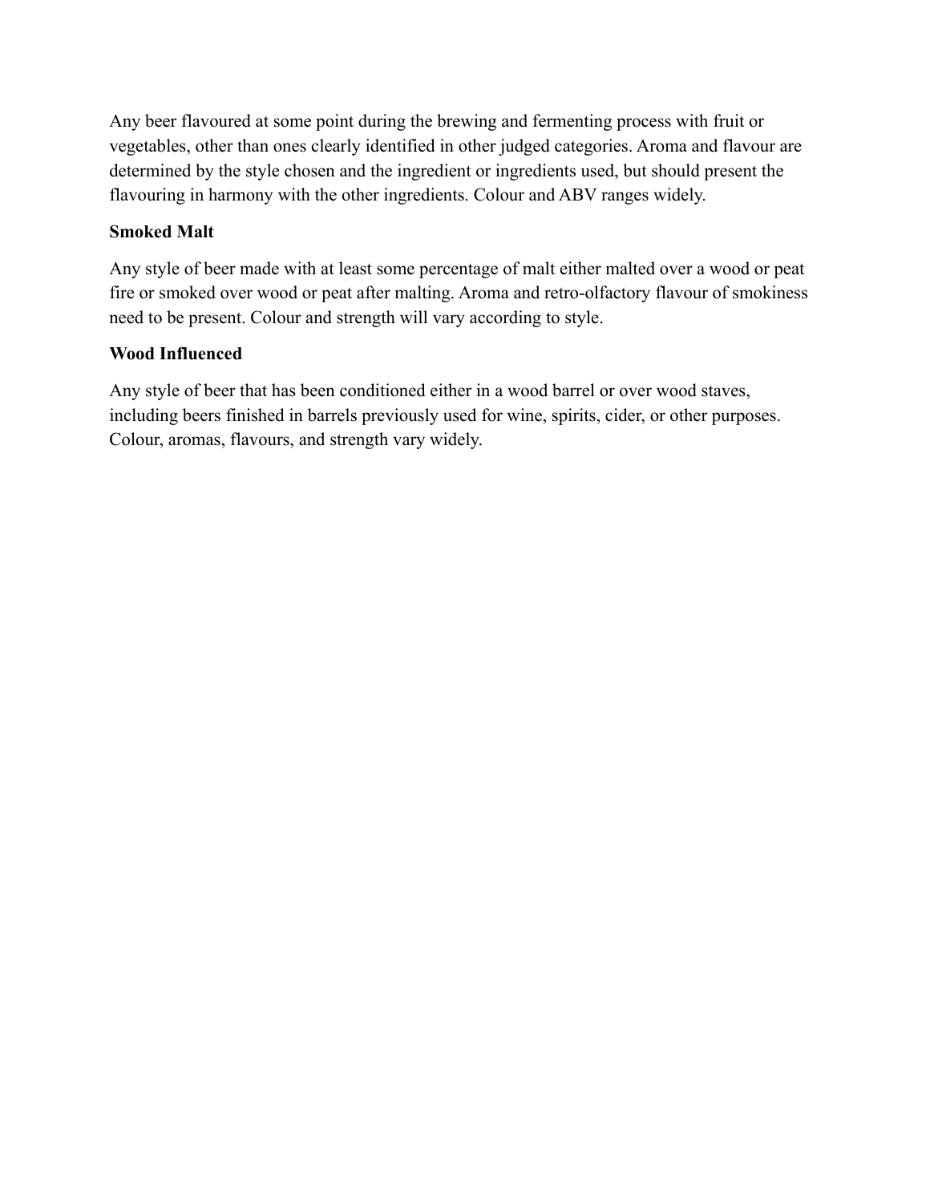Any beer flavoured at some point during the brewing and fermenting process with fruit or vegetables, other than ones clearly identified in other judged categories. Aroma and flavour are determined by the style chosen and the ingredient or ingredients used, but should present the flavouring in harmony with the other ingredients. Colour and ABV ranges widely.

**Smoked Malt**

Any style of beer made with at least some percentage of malt either malted over a wood or peat fire or smoked over wood or peat after malting. Aroma and retro-olfactory flavour of smokiness need to be present. Colour and strength will vary according to style.

**Wood Influenced**

Any style of beer that has been conditioned either in a wood barrel or over wood staves, including beers finished in barrels previously used for wine, spirits, cider, or other purposes. Colour, aromas, flavours, and strength vary widely.